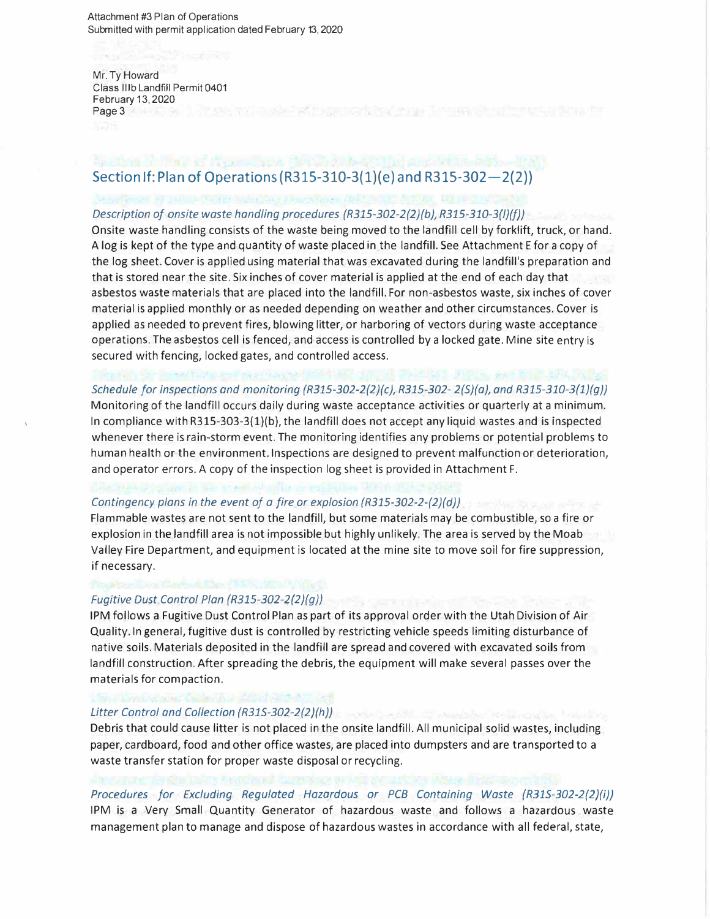Attachment #3 Plan of Operations
Submitted with permit application dated February 13, 2020

Mr. Ty Howard
Class IIIb Landfill Permit 0401
February 13, 2020

## Section If: Plan of Operations (R315-310-3(1)(e) and R315-302—2(2))

*Description of onsite waste handling procedures (R315-302-2(2)(b), R315-310-3(l)(f))*

Onsite waste handling consists of the waste being moved to the landfill cell by forklift, truck, or hand. A log is kept of the type and quantity of waste placed in the landfill. See Attachment E for a copy of the log sheet. Cover is applied using material that was excavated during the landfill's preparation and that is stored near the site. Six inches of cover material is applied at the end of each day that asbestos waste materials that are placed into the landfill. For non-asbestos waste, six inches of cover material is applied monthly or as needed depending on weather and other circumstances. Cover is applied as needed to prevent fires, blowing litter, or harboring of vectors during waste acceptance operations. The asbestos cell is fenced, and access is controlled by a locked gate. Mine site entry is secured with fencing, locked gates, and controlled access.

*Schedule for inspections and monitoring (R315-302-2(2)(c), R315-302- 2(S)(a), and R315-310-3(1)(g))*

Monitoring of the landfill occurs daily during waste acceptance activities or quarterly at a minimum. In compliance with R315-303-3(1)(b), the landfill does not accept any liquid wastes and is inspected whenever there is rain-storm event. The monitoring identifies any problems or potential problems to human health or the environment. Inspections are designed to prevent malfunction or deterioration, and operator errors. A copy of the inspection log sheet is provided in Attachment F.

*Contingency plans in the event of a fire or explosion (R315-302-2-(2)(d))*

Flammable wastes are not sent to the landfill, but some materials may be combustible, so a fire or explosion in the landfill area is not impossible but highly unlikely. The area is served by the Moab Valley Fire Department, and equipment is located at the mine site to move soil for fire suppression, if necessary.

*Fugitive Dust Control Plan (R315-302-2(2)(g))*

IPM follows a Fugitive Dust Control Plan as part of its approval order with the Utah Division of Air Quality. In general, fugitive dust is controlled by restricting vehicle speeds limiting disturbance of native soils. Materials deposited in the landfill are spread and covered with excavated soils from landfill construction. After spreading the debris, the equipment will make several passes over the materials for compaction.

*Litter Control and Collection (R31S-302-2(2)(h))*

Debris that could cause litter is not placed in the onsite landfill. All municipal solid wastes, including paper, cardboard, food and other office wastes, are placed into dumpsters and are transported to a waste transfer station for proper waste disposal or recycling.

*Procedures for Excluding Regulated Hazardous or PCB Containing Waste (R31S-302-2(2)(i))*

IPM is a Very Small Quantity Generator of hazardous waste and follows a hazardous waste management plan to manage and dispose of hazardous wastes in accordance with all federal, state,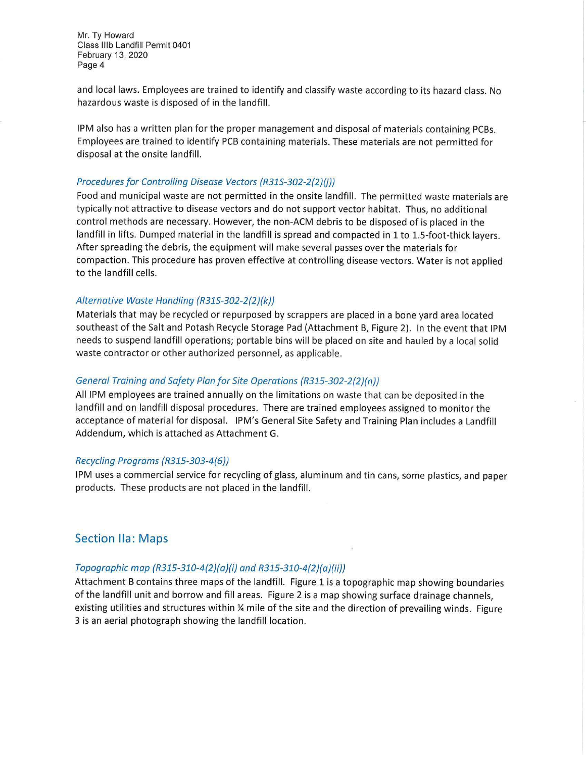and local laws. Employees are trained to identify and classify waste according to its hazard class. No hazardous waste is disposed of in the landfill.

IPM also has a written plan for the proper management and disposal of materials containing PCBs. Employees are trained to identify PCB containing materials. These materials are not permitted for disposal at the onsite landfill.

### *Procedures for Controlling Disease Vectors (R315-302-2(2)(j))*

Food and municipal waste are not permitted in the onsite landfill. The permitted waste materials are typically not attractive to disease vectors and do not support vector habitat. Thus, no additional control methods are necessary. However, the non-ACM debris to be disposed of is placed in the landfill in lifts. Dumped material in the landfill is spread and compacted in 1 to 1.5-foot-thick layers. After spreading the debris, the equipment will make several passes over the materials for compaction. This procedure has proven effective at controlling disease vectors. Water is not applied to the landfill cells.

### *Alternative Waste Handling (R315-302-2(2)(k))*

Materials that may be recycled or repurposed by scrappers are placed in a bone yard area located southeast of the Salt and Potash Recycle Storage Pad (Attachment B, Figure 2). In the event that IPM needs to suspend landfill operations; portable bins will be placed on site and hauled by a local solid waste contractor or other authorized personnel, as applicable.

### *General Training and Safety Plan for Site Operations (R315-302-2(2)(n))*

All IPM employees are trained annually on the limitations on waste that can be deposited in the landfill and on landfill disposal procedures. There are trained employees assigned to monitor the acceptance of material for disposal. IPM's General Site Safety and Training Plan includes a Landfill Addendum, which is attached as Attachment G.

### *Recycling Programs (R315-303-4(6))*

IPM uses a commercial service for recycling of glass, aluminum and tin cans, some plastics, and paper products. These products are not placed in the landfill.

## Section IIa: Maps

### *Topographic map (R315-310-4(2)(a)(i) and R315-310-4(2)(a)(ii))*

Attachment B contains three maps of the landfill. Figure 1 is a topographic map showing boundaries of the landfill unit and borrow and fill areas. Figure 2 is a map showing surface drainage channels, existing utilities and structures within ¼ mile of the site and the direction of prevailing winds. Figure 3 is an aerial photograph showing the landfill location.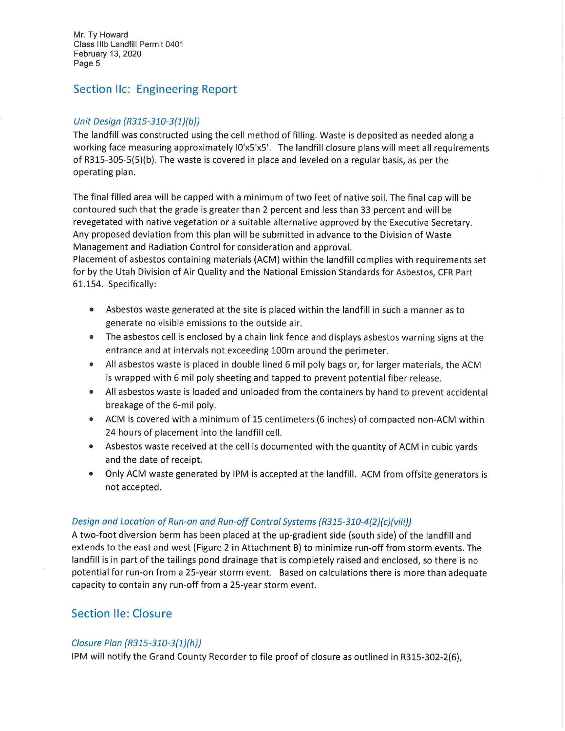## Section IIc: Engineering Report

### *Unit Design (R315-310-3(1)(b))*

The landfill was constructed using the cell method of filling. Waste is deposited as needed along a working face measuring approximately l0'x5'x5'. The landfill closure plans will meet all requirements of R315-305-5(5)(b). The waste is covered in place and leveled on a regular basis, as per the operating plan.

The final filled area will be capped with a minimum of two feet of native soil. The final cap will be contoured such that the grade is greater than 2 percent and less than 33 percent and will be revegetated with native vegetation or a suitable alternative approved by the Executive Secretary. Any proposed deviation from this plan will be submitted in advance to the Division of Waste Management and Radiation Control for consideration and approval.

Placement of asbestos containing materials (ACM) within the landfill complies with requirements set for by the Utah Division of Air Quality and the National Emission Standards for Asbestos, CFR Part 61.154. Specifically:

- Asbestos waste generated at the site is placed within the landfill in such a manner as to generate no visible emissions to the outside air.
- The asbestos cell is enclosed by a chain link fence and displays asbestos warning signs at the entrance and at intervals not exceeding 100m around the perimeter.
- All asbestos waste is placed in double lined 6 mil poly bags or, for larger materials, the ACM is wrapped with 6 mil poly sheeting and tapped to prevent potential fiber release.
- All asbestos waste is loaded and unloaded from the containers by hand to prevent accidental breakage of the 6-mil poly.
- ACM is covered with a minimum of 15 centimeters (6 inches) of compacted non-ACM within 24 hours of placement into the landfill cell.
- Asbestos waste received at the cell is documented with the quantity of ACM in cubic yards and the date of receipt.
- Only ACM waste generated by IPM is accepted at the landfill. ACM from offsite generators is not accepted.

### *Design and Location of Run-on and Run-off Control Systems (R315-310-4(2)(c)(viii))*

A two-foot diversion berm has been placed at the up-gradient side (south side) of the landfill and extends to the east and west (Figure 2 in Attachment B) to minimize run-off from storm events. The landfill is in part of the tailings pond drainage that is completely raised and enclosed, so there is no potential for run-on from a 25-year storm event. Based on calculations there is more than adequate capacity to contain any run-off from a 25-year storm event.

## Section IIe: Closure

### *Closure Plan (R315-310-3(1)(h))*

IPM will notify the Grand County Recorder to file proof of closure as outlined in R315-302-2(6),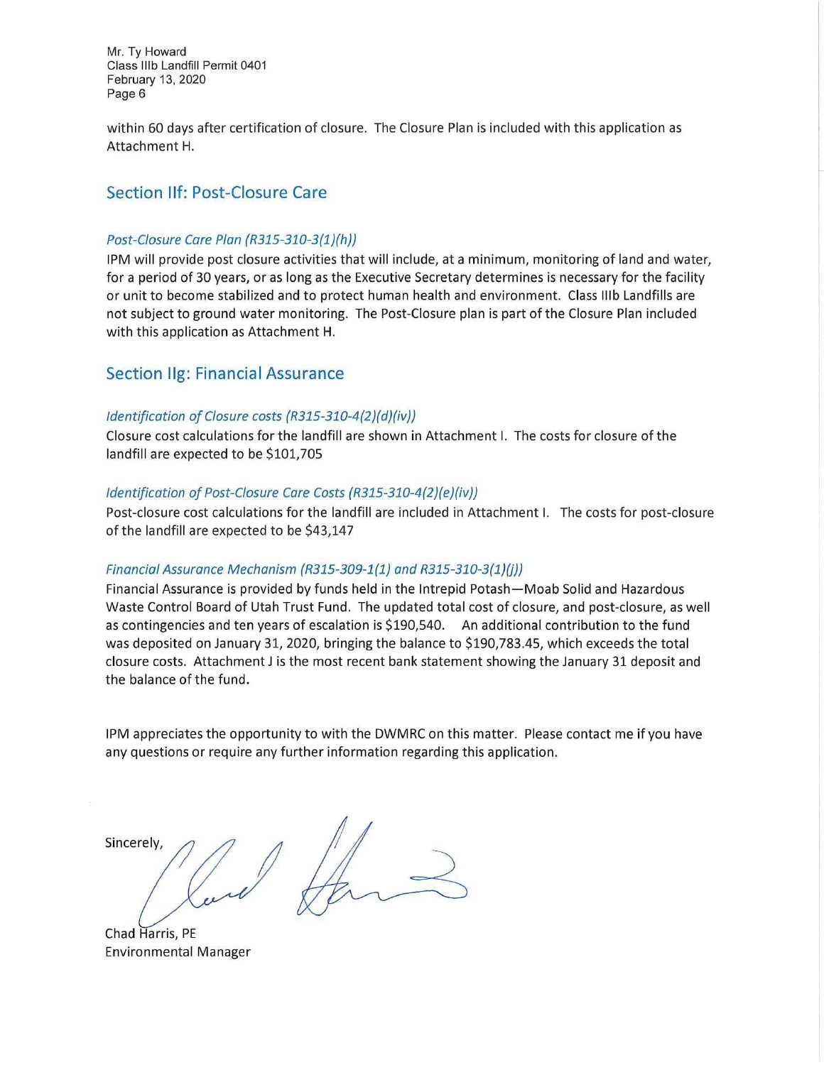within 60 days after certification of closure. The Closure Plan is included with this application as Attachment H.

## Section IIf: Post-Closure Care

### *Post-Closure Care Plan (R315-310-3(1)(h))*

IPM will provide post closure activities that will include, at a minimum, monitoring of land and water, for a period of 30 years, or as long as the Executive Secretary determines is necessary for the facility or unit to become stabilized and to protect human health and environment. Class IIIb Landfills are not subject to ground water monitoring. The Post-Closure plan is part of the Closure Plan included with this application as Attachment H.

## Section IIg: Financial Assurance

### *Identification of Closure costs (R315-310-4(2)(d)(iv))*

Closure cost calculations for the landfill are shown in Attachment I. The costs for closure of the landfill are expected to be $101,705

### *Identification of Post-Closure Care Costs (R315-310-4(2)(e)(iv))*

Post-closure cost calculations for the landfill are included in Attachment I. The costs for post-closure of the landfill are expected to be $43,147

### *Financial Assurance Mechanism (R315-309-1(1) and R315-310-3(1)(j))*

Financial Assurance is provided by funds held in the Intrepid Potash—Moab Solid and Hazardous Waste Control Board of Utah Trust Fund. The updated total cost of closure, and post-closure, as well as contingencies and ten years of escalation is $190,540. An additional contribution to the fund was deposited on January 31, 2020, bringing the balance to $190,783.45, which exceeds the total closure costs. Attachment J is the most recent bank statement showing the January 31 deposit and the balance of the fund.

IPM appreciates the opportunity to with the DWMRC on this matter. Please contact me if you have any questions or require any further information regarding this application.

Sincerely,

Chad Harris, PE
Environmental Manager